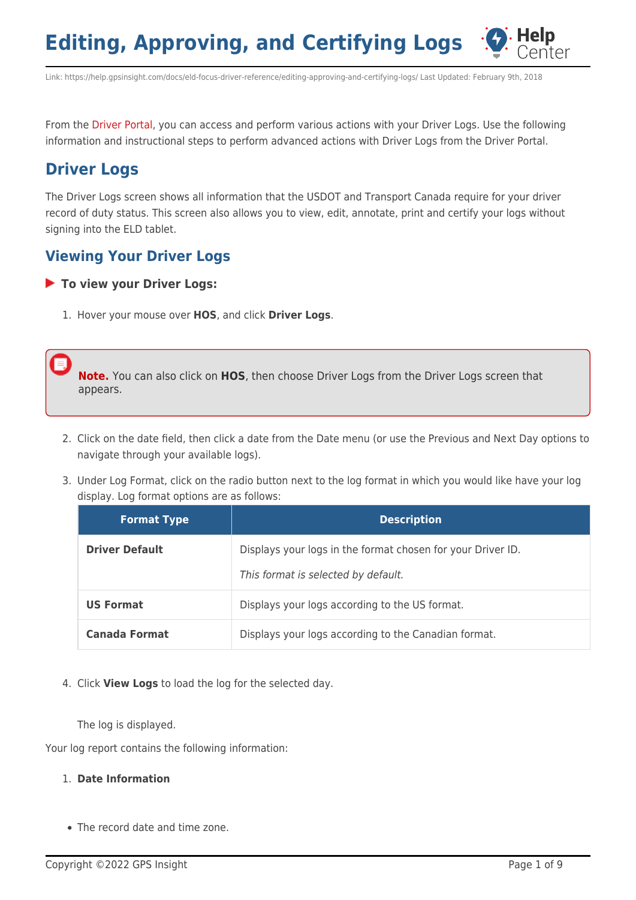# Editing, Approving, and Certifying Logs

Link: https://help.gpsinsight.com/docs/eld-focus-driver-reference/editing-approving-and-certifying-logs/ Last Updated: February 9th, 2018

From the Driver Portal, you can access and perform various actions with your Driver Logs. Use the following information and instructional steps to perform advanced actions with Driver Logs from the Driver Portal.

## Driver Logs

The Driver Logs screen shows all information that the USDOT and Transport Canada require for your driver record of duty status. This screen also allows you to view, edit, annotate, print and certify your logs without signing into the ELD tablet.

### Viewing Your Driver Logs

**To view your Driver Logs:**

1. Hover your mouse over **HOS**, and click **Driver Logs**.

> **Note.** You can also click on **HOS**, then choose Driver Logs from the Driver Logs screen that appears.

2. Click on the date field, then click a date from the Date menu (or use the Previous and Next Day options to navigate through your available logs).
3. Under Log Format, click on the radio button next to the log format in which you would like have your log display. Log format options are as follows:

| Format Type | Description |
| --- | --- |
| **Driver Default** | Displays your logs in the format chosen for your Driver ID. *This format is selected by default.* |
| **US Format** | Displays your logs according to the US format. |
| **Canada Format** | Displays your logs according to the Canadian format. |

4. Click **View Logs** to load the log for the selected day.

   The log is displayed.

Your log report contains the following information:

1. **Date Information**

- The record date and time zone.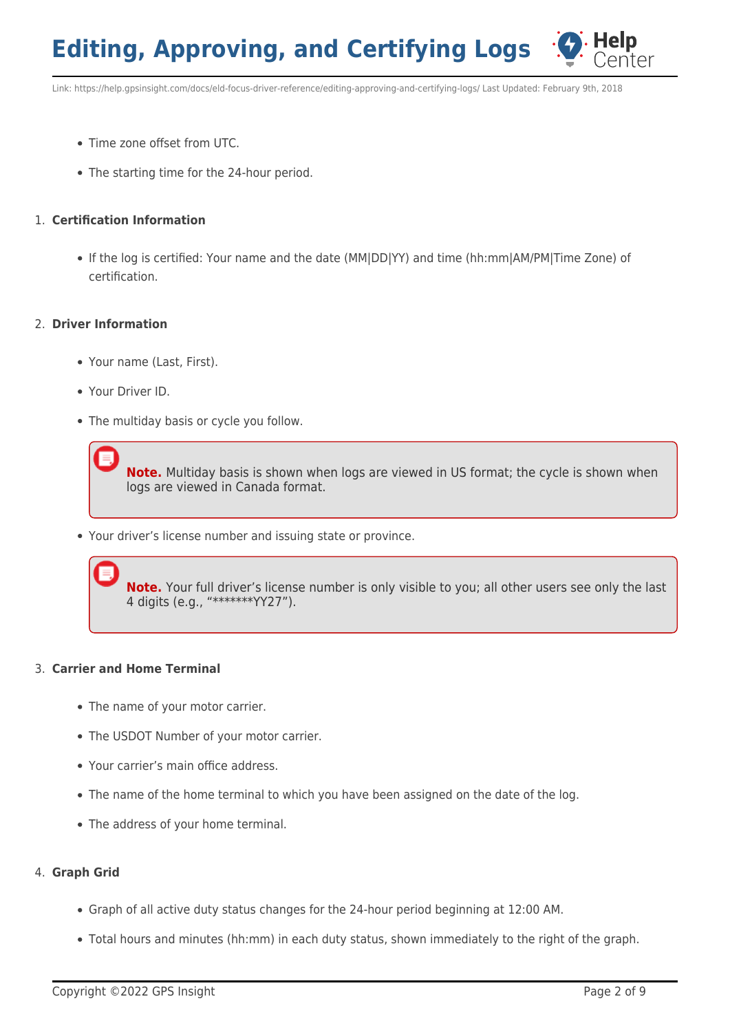- Time zone offset from UTC.
- The starting time for the 24-hour period.

1. **Certification Information**

    - If the log is certified: Your name and the date (MM|DD|YY) and time (hh:mm|AM/PM|Time Zone) of certification.

2. **Driver Information**

    - Your name (Last, First).
    - Your Driver ID.
    - The multiday basis or cycle you follow.

    > **Note.** Multiday basis is shown when logs are viewed in US format; the cycle is shown when logs are viewed in Canada format.

    - Your driver's license number and issuing state or province.

    > **Note.** Your full driver's license number is only visible to you; all other users see only the last 4 digits (e.g., "*******YY27").

3. **Carrier and Home Terminal**

    - The name of your motor carrier.
    - The USDOT Number of your motor carrier.
    - Your carrier's main office address.
    - The name of the home terminal to which you have been assigned on the date of the log.
    - The address of your home terminal.

4. **Graph Grid**

    - Graph of all active duty status changes for the 24-hour period beginning at 12:00 AM.
    - Total hours and minutes (hh:mm) in each duty status, shown immediately to the right of the graph.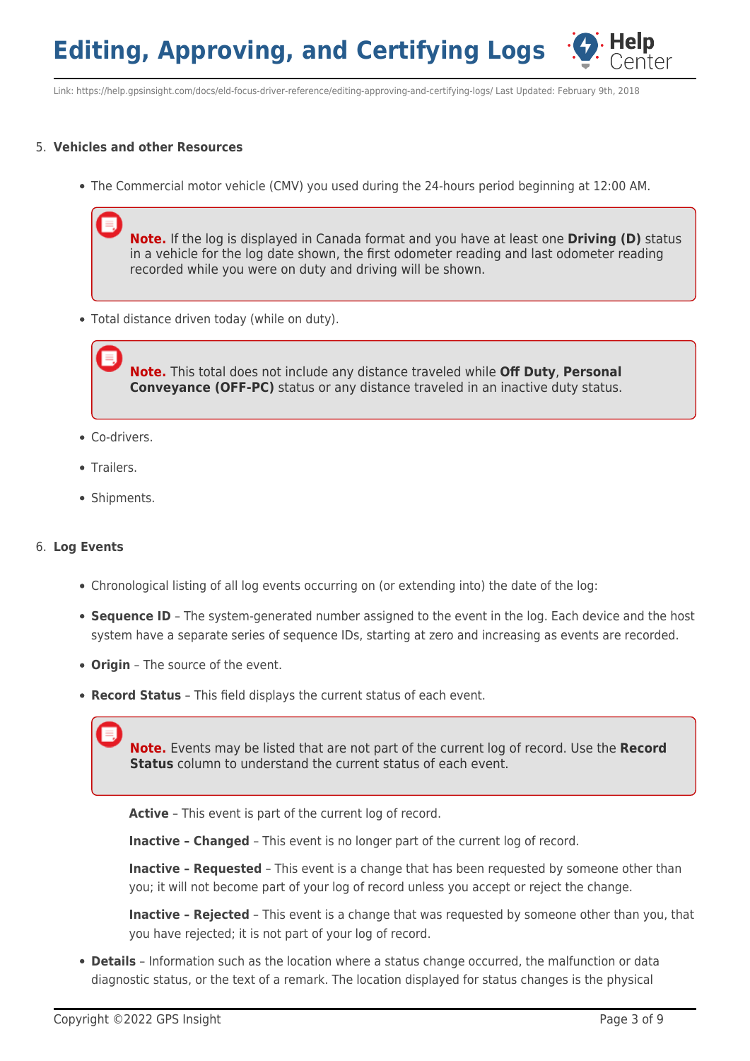5. **Vehicles and other Resources**

    - The Commercial motor vehicle (CMV) you used during the 24-hours period beginning at 12:00 AM.

    > **Note.** If the log is displayed in Canada format and you have at least one **Driving (D)** status in a vehicle for the log date shown, the first odometer reading and last odometer reading recorded while you were on duty and driving will be shown.

    - Total distance driven today (while on duty).

    > **Note.** This total does not include any distance traveled while **Off Duty**, **Personal Conveyance (OFF-PC)** status or any distance traveled in an inactive duty status.

    - Co-drivers.
    - Trailers.
    - Shipments.

6. **Log Events**

    - Chronological listing of all log events occurring on (or extending into) the date of the log:
    - **Sequence ID** – The system-generated number assigned to the event in the log. Each device and the host system have a separate series of sequence IDs, starting at zero and increasing as events are recorded.
    - **Origin** – The source of the event.
    - **Record Status** – This field displays the current status of each event.

    > **Note.** Events may be listed that are not part of the current log of record. Use the **Record Status** column to understand the current status of each event.

    **Active** – This event is part of the current log of record.

    **Inactive – Changed** – This event is no longer part of the current log of record.

    **Inactive – Requested** – This event is a change that has been requested by someone other than you; it will not become part of your log of record unless you accept or reject the change.

    **Inactive – Rejected** – This event is a change that was requested by someone other than you, that you have rejected; it is not part of your log of record.

    - **Details** – Information such as the location where a status change occurred, the malfunction or data diagnostic status, or the text of a remark. The location displayed for status changes is the physical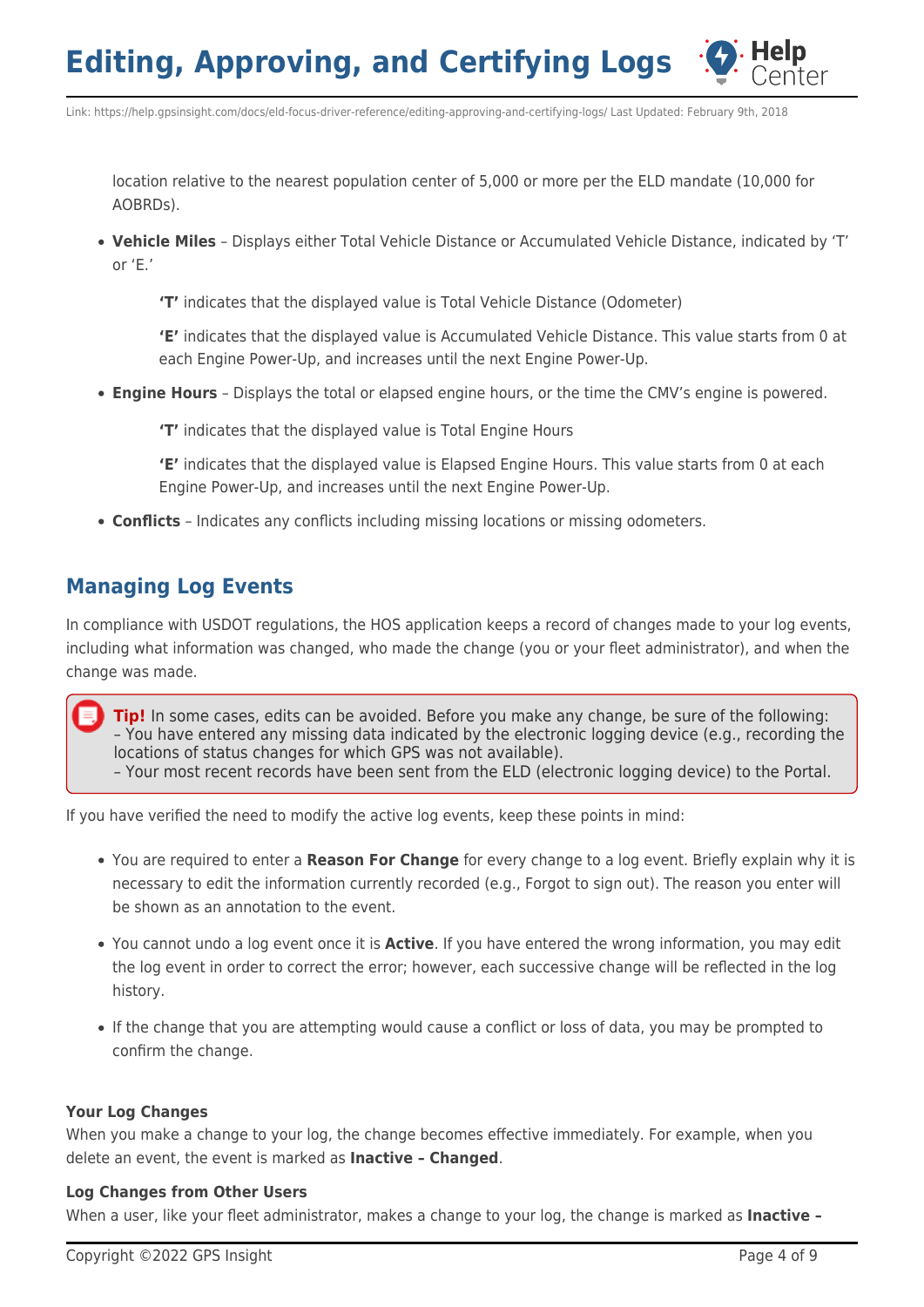location relative to the nearest population center of 5,000 or more per the ELD mandate (10,000 for AOBRDs).

- **Vehicle Miles** – Displays either Total Vehicle Distance or Accumulated Vehicle Distance, indicated by 'T' or 'E.'

  **'T'** indicates that the displayed value is Total Vehicle Distance (Odometer)

  **'E'** indicates that the displayed value is Accumulated Vehicle Distance. This value starts from 0 at each Engine Power-Up, and increases until the next Engine Power-Up.

- **Engine Hours** – Displays the total or elapsed engine hours, or the time the CMV's engine is powered.

  **'T'** indicates that the displayed value is Total Engine Hours

  **'E'** indicates that the displayed value is Elapsed Engine Hours. This value starts from 0 at each Engine Power-Up, and increases until the next Engine Power-Up.

- **Conflicts** – Indicates any conflicts including missing locations or missing odometers.

## Managing Log Events

In compliance with USDOT regulations, the HOS application keeps a record of changes made to your log events, including what information was changed, who made the change (you or your fleet administrator), and when the change was made.

> **Tip!** In some cases, edits can be avoided. Before you make any change, be sure of the following:
> – You have entered any missing data indicated by the electronic logging device (e.g., recording the locations of status changes for which GPS was not available).
> – Your most recent records have been sent from the ELD (electronic logging device) to the Portal.

If you have verified the need to modify the active log events, keep these points in mind:

- You are required to enter a **Reason For Change** for every change to a log event. Briefly explain why it is necessary to edit the information currently recorded (e.g., Forgot to sign out). The reason you enter will be shown as an annotation to the event.
- You cannot undo a log event once it is **Active**. If you have entered the wrong information, you may edit the log event in order to correct the error; however, each successive change will be reflected in the log history.
- If the change that you are attempting would cause a conflict or loss of data, you may be prompted to confirm the change.

**Your Log Changes**
When you make a change to your log, the change becomes effective immediately. For example, when you delete an event, the event is marked as **Inactive – Changed**.

**Log Changes from Other Users**
When a user, like your fleet administrator, makes a change to your log, the change is marked as **Inactive –**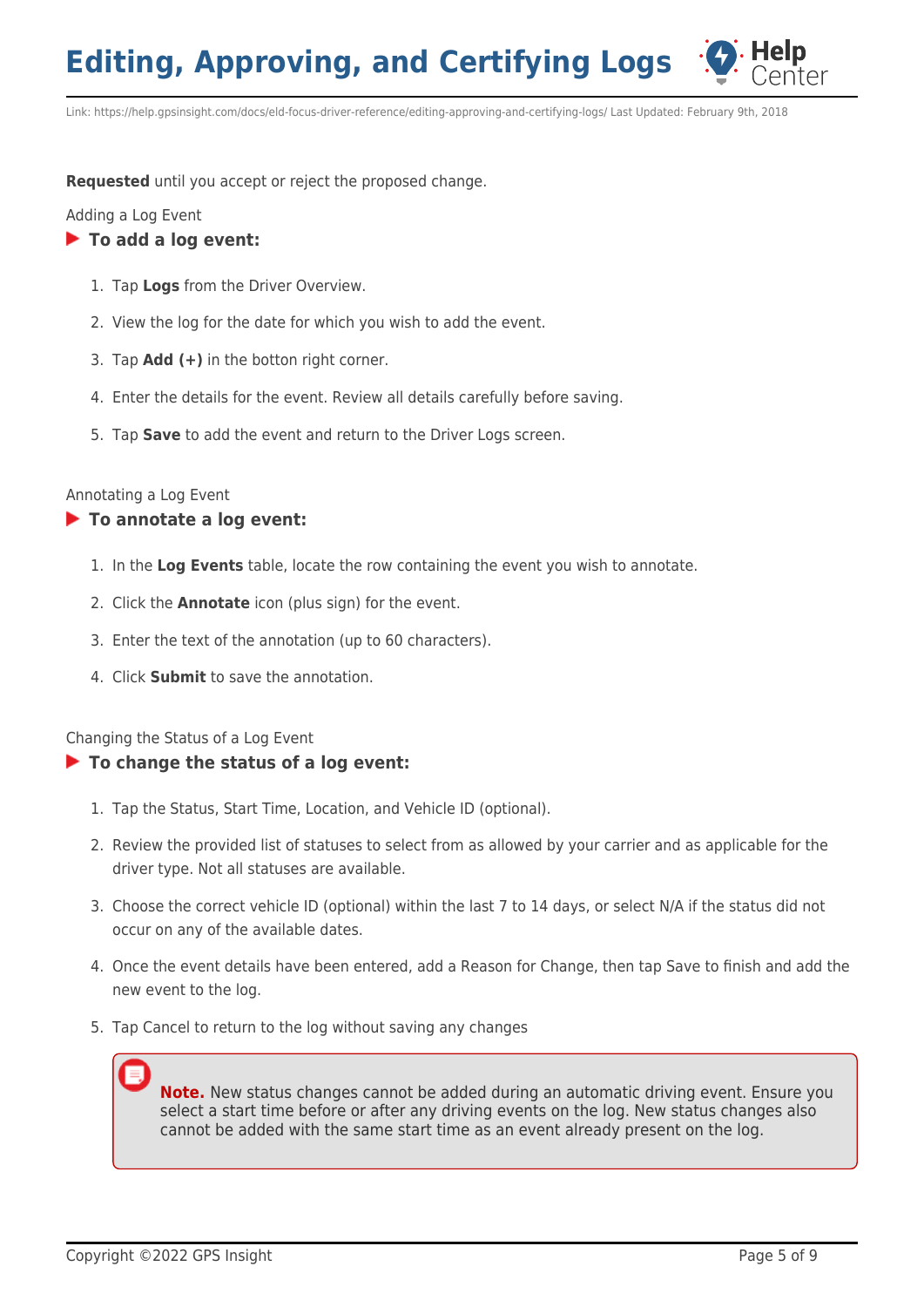**Requested** until you accept or reject the proposed change.

Adding a Log Event

### To add a log event:

1. Tap **Logs** from the Driver Overview.
2. View the log for the date for which you wish to add the event.
3. Tap **Add (+)** in the botton right corner.
4. Enter the details for the event. Review all details carefully before saving.
5. Tap **Save** to add the event and return to the Driver Logs screen.

Annotating a Log Event

### To annotate a log event:

1. In the **Log Events** table, locate the row containing the event you wish to annotate.
2. Click the **Annotate** icon (plus sign) for the event.
3. Enter the text of the annotation (up to 60 characters).
4. Click **Submit** to save the annotation.

Changing the Status of a Log Event

### To change the status of a log event:

1. Tap the Status, Start Time, Location, and Vehicle ID (optional).
2. Review the provided list of statuses to select from as allowed by your carrier and as applicable for the driver type. Not all statuses are available.
3. Choose the correct vehicle ID (optional) within the last 7 to 14 days, or select N/A if the status did not occur on any of the available dates.
4. Once the event details have been entered, add a Reason for Change, then tap Save to finish and add the new event to the log.
5. Tap Cancel to return to the log without saving any changes

> **Note.** New status changes cannot be added during an automatic driving event. Ensure you select a start time before or after any driving events on the log. New status changes also cannot be added with the same start time as an event already present on the log.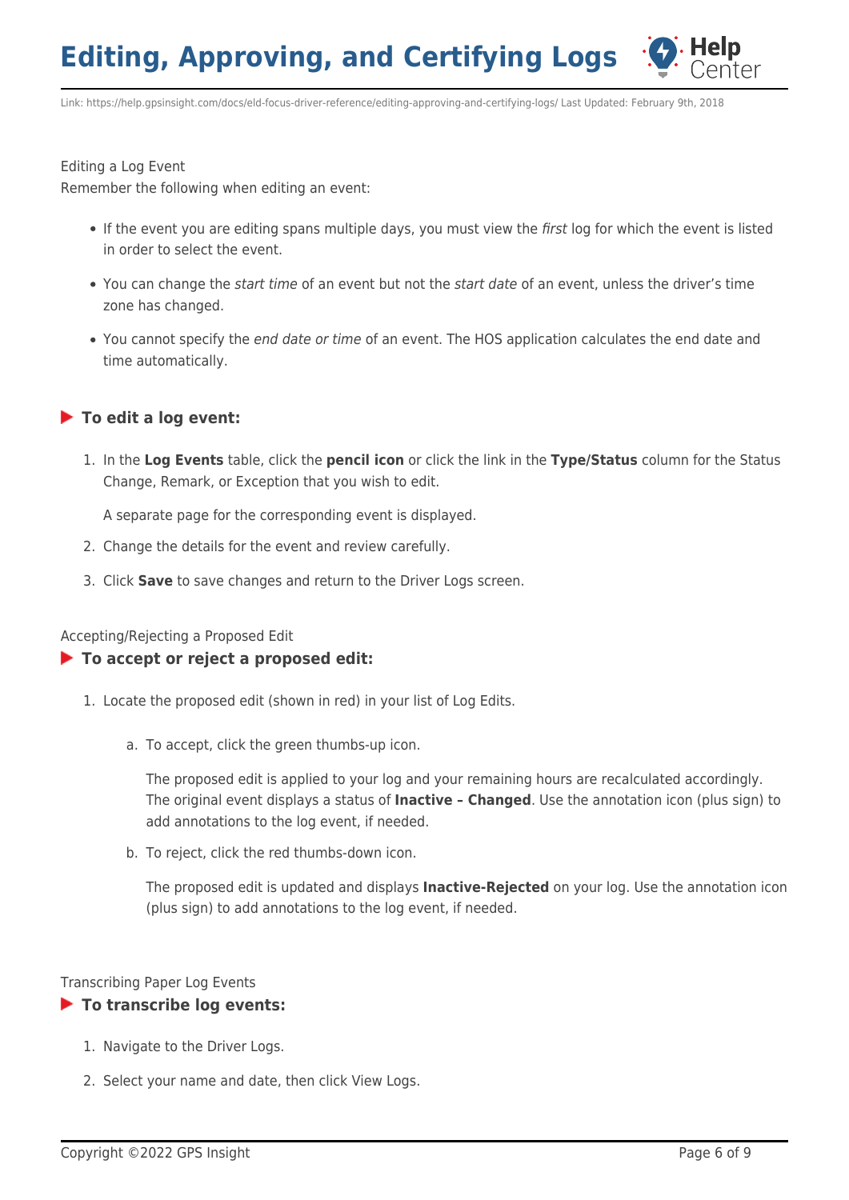Editing a Log Event

Remember the following when editing an event:

- If the event you are editing spans multiple days, you must view the *first* log for which the event is listed in order to select the event.
- You can change the *start time* of an event but not the *start date* of an event, unless the driver's time zone has changed.
- You cannot specify the *end date or time* of an event. The HOS application calculates the end date and time automatically.

### To edit a log event:

1. In the **Log Events** table, click the **pencil icon** or click the link in the **Type/Status** column for the Status Change, Remark, or Exception that you wish to edit.

   A separate page for the corresponding event is displayed.

2. Change the details for the event and review carefully.
3. Click **Save** to save changes and return to the Driver Logs screen.

Accepting/Rejecting a Proposed Edit

### To accept or reject a proposed edit:

1. Locate the proposed edit (shown in red) in your list of Log Edits.

   a. To accept, click the green thumbs-up icon.

      The proposed edit is applied to your log and your remaining hours are recalculated accordingly. The original event displays a status of **Inactive – Changed**. Use the annotation icon (plus sign) to add annotations to the log event, if needed.

   b. To reject, click the red thumbs-down icon.

      The proposed edit is updated and displays **Inactive-Rejected** on your log. Use the annotation icon (plus sign) to add annotations to the log event, if needed.

Transcribing Paper Log Events

### To transcribe log events:

1. Navigate to the Driver Logs.
2. Select your name and date, then click View Logs.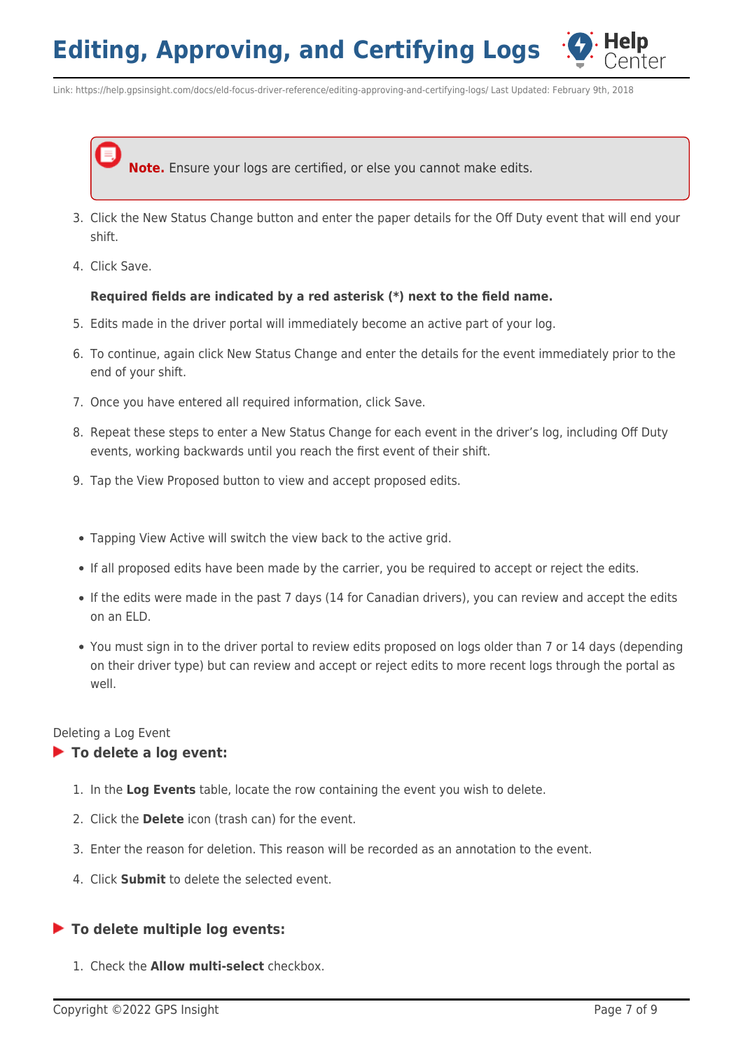> **Note.** Ensure your logs are certified, or else you cannot make edits.

3. Click the New Status Change button and enter the paper details for the Off Duty event that will end your shift.
4. Click Save.

   **Required fields are indicated by a red asterisk (*) next to the field name.**

5. Edits made in the driver portal will immediately become an active part of your log.
6. To continue, again click New Status Change and enter the details for the event immediately prior to the end of your shift.
7. Once you have entered all required information, click Save.
8. Repeat these steps to enter a New Status Change for each event in the driver's log, including Off Duty events, working backwards until you reach the first event of their shift.
9. Tap the View Proposed button to view and accept proposed edits.

- Tapping View Active will switch the view back to the active grid.
- If all proposed edits have been made by the carrier, you be required to accept or reject the edits.
- If the edits were made in the past 7 days (14 for Canadian drivers), you can review and accept the edits on an ELD.
- You must sign in to the driver portal to review edits proposed on logs older than 7 or 14 days (depending on their driver type) but can review and accept or reject edits to more recent logs through the portal as well.

Deleting a Log Event

### To delete a log event:

1. In the **Log Events** table, locate the row containing the event you wish to delete.
2. Click the **Delete** icon (trash can) for the event.
3. Enter the reason for deletion. This reason will be recorded as an annotation to the event.
4. Click **Submit** to delete the selected event.

### To delete multiple log events:

1. Check the **Allow multi-select** checkbox.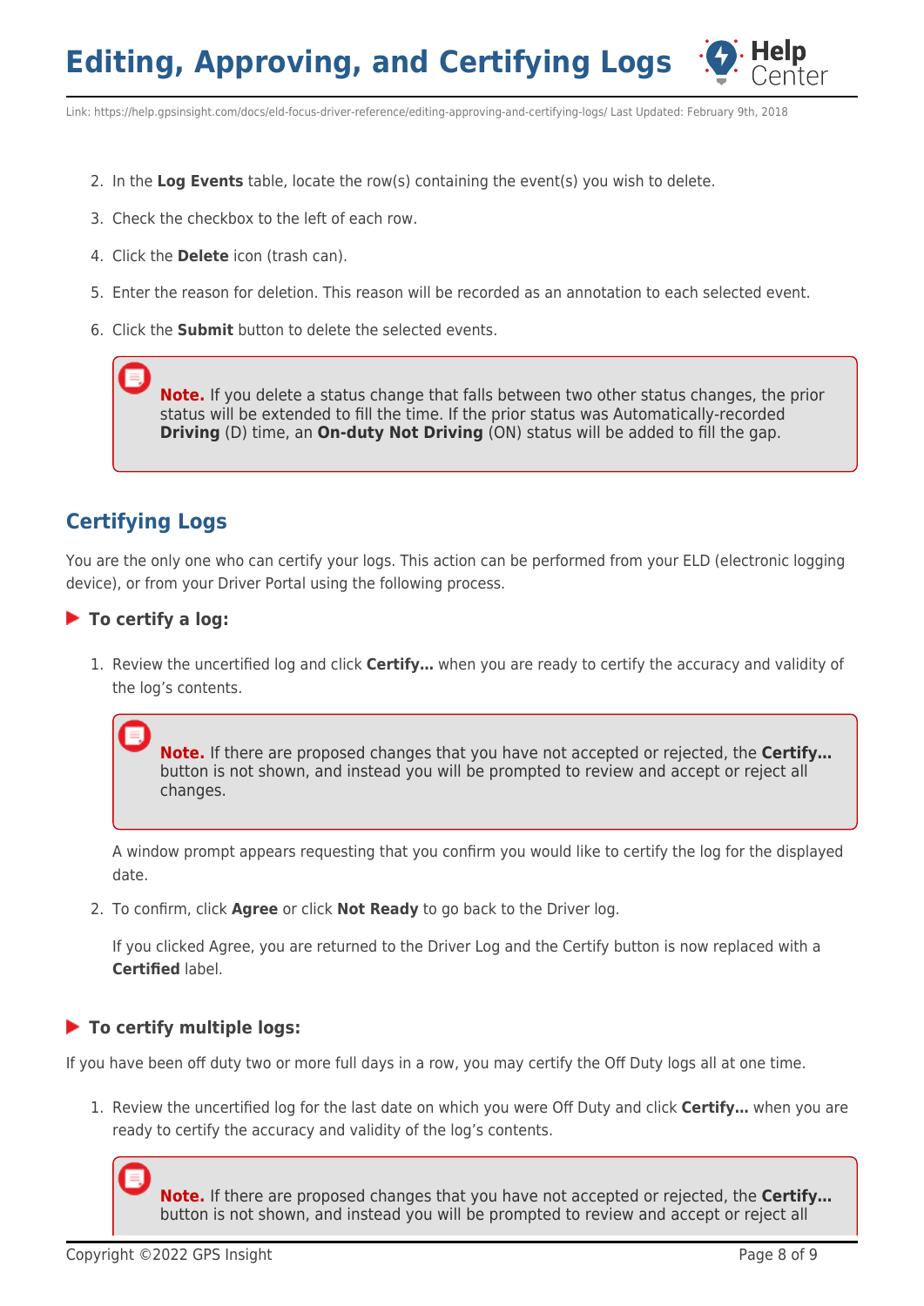2. In the **Log Events** table, locate the row(s) containing the event(s) you wish to delete.
3. Check the checkbox to the left of each row.
4. Click the **Delete** icon (trash can).
5. Enter the reason for deletion. This reason will be recorded as an annotation to each selected event.
6. Click the **Submit** button to delete the selected events.

> **Note.** If you delete a status change that falls between two other status changes, the prior status will be extended to fill the time. If the prior status was Automatically-recorded **Driving** (D) time, an **On-duty Not Driving** (ON) status will be added to fill the gap.

## Certifying Logs

You are the only one who can certify your logs. This action can be performed from your ELD (electronic logging device), or from your Driver Portal using the following process.

### To certify a log:

1. Review the uncertified log and click **Certify…** when you are ready to certify the accuracy and validity of the log's contents.

   > **Note.** If there are proposed changes that you have not accepted or rejected, the **Certify…** button is not shown, and instead you will be prompted to review and accept or reject all changes.

   A window prompt appears requesting that you confirm you would like to certify the log for the displayed date.

2. To confirm, click **Agree** or click **Not Ready** to go back to the Driver log.

   If you clicked Agree, you are returned to the Driver Log and the Certify button is now replaced with a **Certified** label.

### To certify multiple logs:

If you have been off duty two or more full days in a row, you may certify the Off Duty logs all at one time.

1. Review the uncertified log for the last date on which you were Off Duty and click **Certify…** when you are ready to certify the accuracy and validity of the log's contents.

   > **Note.** If there are proposed changes that you have not accepted or rejected, the **Certify…** button is not shown, and instead you will be prompted to review and accept or reject all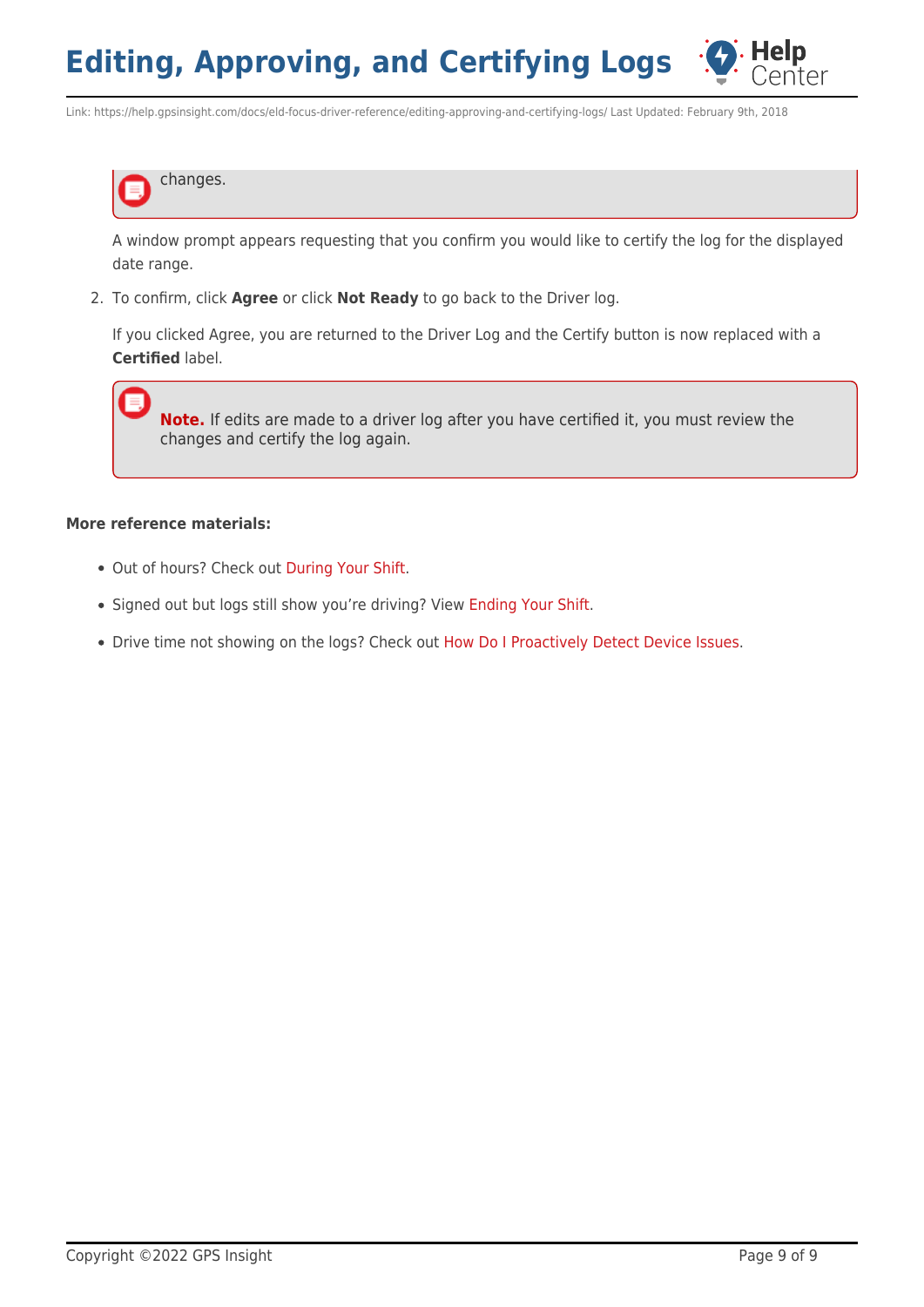changes.

A window prompt appears requesting that you confirm you would like to certify the log for the displayed date range.

2. To confirm, click **Agree** or click **Not Ready** to go back to the Driver log.

   If you clicked Agree, you are returned to the Driver Log and the Certify button is now replaced with a **Certified** label.

   > **Note.** If edits are made to a driver log after you have certified it, you must review the changes and certify the log again.

**More reference materials:**

- Out of hours? Check out During Your Shift.
- Signed out but logs still show you're driving? View Ending Your Shift.
- Drive time not showing on the logs? Check out How Do I Proactively Detect Device Issues.